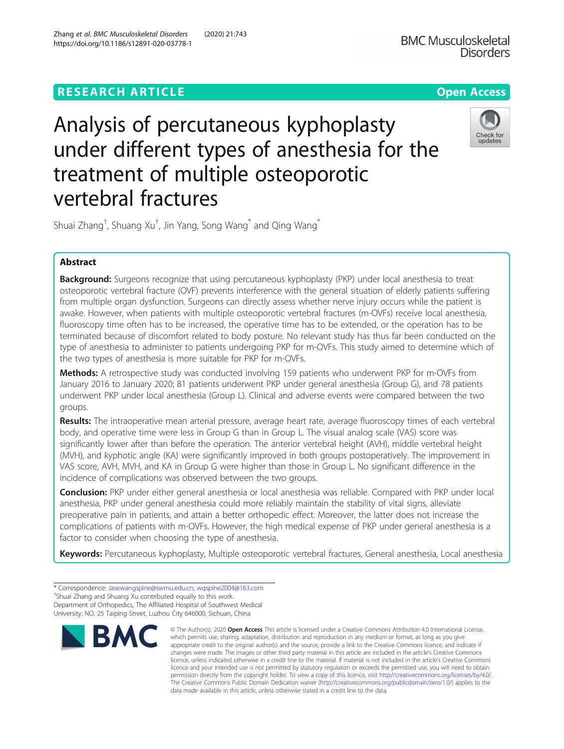# Analysis of percutaneous kyphoplasty under different types of anesthesia for the treatment of multiple osteoporotic vertebral fractures

Shuai Zhang[†], Shuang Xu[†], Jin Yang, Song Wang[*] and Qing Wang[*]

## Abstract

**Background:** Surgeons recognize that using percutaneous kyphoplasty (PKP) under local anesthesia to treat osteoporotic vertebral fracture (OVF) prevents interference with the general situation of elderly patients suffering from multiple organ dysfunction. Surgeons can directly assess whether nerve injury occurs while the patient is awake. However, when patients with multiple osteoporotic vertebral fractures (m-OVFs) receive local anesthesia, fluoroscopy time often has to be increased, the operative time has to be extended, or the operation has to be terminated because of discomfort related to body posture. No relevant study has thus far been conducted on the type of anesthesia to administer to patients undergoing PKP for m-OVFs. This study aimed to determine which of the two types of anesthesia is more suitable for PKP for m-OVFs.

**Methods:** A retrospective study was conducted involving 159 patients who underwent PKP for m-OVFs from January 2016 to January 2020; 81 patients underwent PKP under general anesthesia (Group G), and 78 patients underwent PKP under local anesthesia (Group L). Clinical and adverse events were compared between the two groups.

**Results:** The intraoperative mean arterial pressure, average heart rate, average fluoroscopy times of each vertebral body, and operative time were less in Group G than in Group L. The visual analog scale (VAS) score was significantly lower after than before the operation. The anterior vertebral height (AVH), middle vertebral height (MVH), and kyphotic angle (KA) were significantly improved in both groups postoperatively. The improvement in VAS score, AVH, MVH, and KA in Group G were higher than those in Group L. No significant difference in the incidence of complications was observed between the two groups.

**Conclusion:** PKP under either general anesthesia or local anesthesia was reliable. Compared with PKP under local anesthesia, PKP under general anesthesia could more reliably maintain the stability of vital signs, alleviate preoperative pain in patients, and attain a better orthopedic effect. Moreover, the latter does not increase the complications of patients with m-OVFs. However, the high medical expense of PKP under general anesthesia is a factor to consider when choosing the type of anesthesia.

**Keywords:** Percutaneous kyphoplasty, Multiple osteoporotic vertebral fractures, General anesthesia, Local anesthesia

---

\* Correspondence: Jasewangspine@swmu.edu.cn; wqspine2004@163.com

[†]Shuai Zhang and Shuang Xu contributed equally to this work.

Department of Orthopedics, The Affiliated Hospital of Southwest Medical University, NO. 25 Taiping Street, Luzhou City 646000, Sichuan, China

© The Author(s). 2020 **Open Access** This article is licensed under a Creative Commons Attribution 4.0 International License, which permits use, sharing, adaptation, distribution and reproduction in any medium or format, as long as you give appropriate credit to the original author(s) and the source, provide a link to the Creative Commons licence, and indicate if changes were made. The images or other third party material in this article are included in the article's Creative Commons licence, unless indicated otherwise in a credit line to the material. If material is not included in the article's Creative Commons licence and your intended use is not permitted by statutory regulation or exceeds the permitted use, you will need to obtain permission directly from the copyright holder. To view a copy of this licence, visit http://creativecommons.org/licenses/by/4.0/. The Creative Commons Public Domain Dedication waiver (http://creativecommons.org/publicdomain/zero/1.0/) applies to the data made available in this article, unless otherwise stated in a credit line to the data.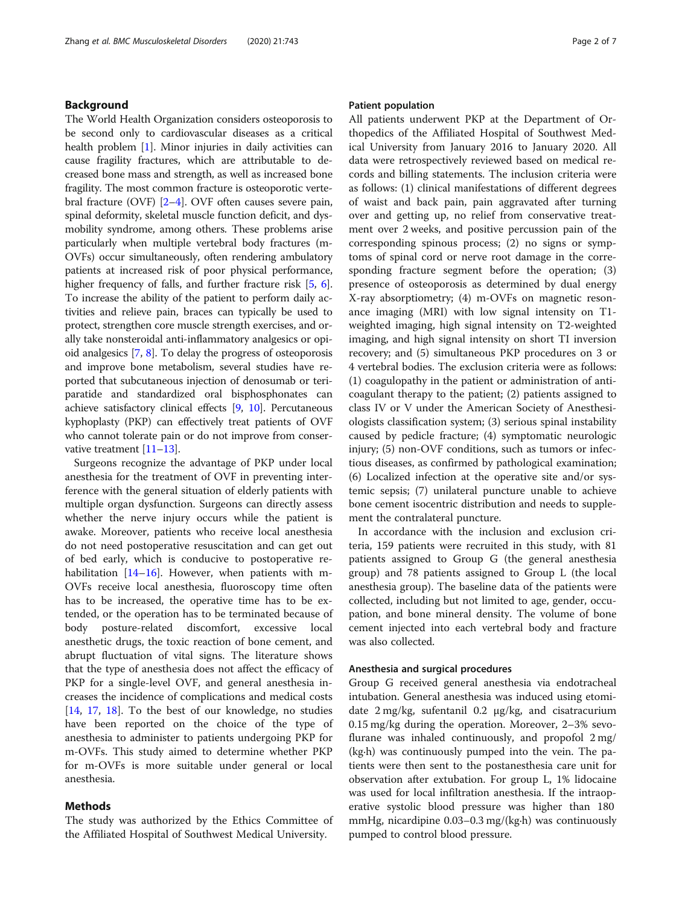## Background

The World Health Organization considers osteoporosis to be second only to cardiovascular diseases as a critical health problem [1]. Minor injuries in daily activities can cause fragility fractures, which are attributable to decreased bone mass and strength, as well as increased bone fragility. The most common fracture is osteoporotic vertebral fracture (OVF) [2–4]. OVF often causes severe pain, spinal deformity, skeletal muscle function deficit, and dysmobility syndrome, among others. These problems arise particularly when multiple vertebral body fractures (m-OVFs) occur simultaneously, often rendering ambulatory patients at increased risk of poor physical performance, higher frequency of falls, and further fracture risk [5, 6]. To increase the ability of the patient to perform daily activities and relieve pain, braces can typically be used to protect, strengthen core muscle strength exercises, and orally take nonsteroidal anti-inflammatory analgesics or opioid analgesics [7, 8]. To delay the progress of osteoporosis and improve bone metabolism, several studies have reported that subcutaneous injection of denosumab or teriparatide and standardized oral bisphosphonates can achieve satisfactory clinical effects [9, 10]. Percutaneous kyphoplasty (PKP) can effectively treat patients of OVF who cannot tolerate pain or do not improve from conservative treatment [11–13].

Surgeons recognize the advantage of PKP under local anesthesia for the treatment of OVF in preventing interference with the general situation of elderly patients with multiple organ dysfunction. Surgeons can directly assess whether the nerve injury occurs while the patient is awake. Moreover, patients who receive local anesthesia do not need postoperative resuscitation and can get out of bed early, which is conducive to postoperative rehabilitation [14–16]. However, when patients with m-OVFs receive local anesthesia, fluoroscopy time often has to be increased, the operative time has to be extended, or the operation has to be terminated because of body posture-related discomfort, excessive local anesthetic drugs, the toxic reaction of bone cement, and abrupt fluctuation of vital signs. The literature shows that the type of anesthesia does not affect the efficacy of PKP for a single-level OVF, and general anesthesia increases the incidence of complications and medical costs [14, 17, 18]. To the best of our knowledge, no studies have been reported on the choice of the type of anesthesia to administer to patients undergoing PKP for m-OVFs. This study aimed to determine whether PKP for m-OVFs is more suitable under general or local anesthesia.

## Methods

The study was authorized by the Ethics Committee of the Affiliated Hospital of Southwest Medical University.

### Patient population

All patients underwent PKP at the Department of Orthopedics of the Affiliated Hospital of Southwest Medical University from January 2016 to January 2020. All data were retrospectively reviewed based on medical records and billing statements. The inclusion criteria were as follows: (1) clinical manifestations of different degrees of waist and back pain, pain aggravated after turning over and getting up, no relief from conservative treatment over 2 weeks, and positive percussion pain of the corresponding spinous process; (2) no signs or symptoms of spinal cord or nerve root damage in the corresponding fracture segment before the operation; (3) presence of osteoporosis as determined by dual energy X-ray absorptiometry; (4) m-OVFs on magnetic resonance imaging (MRI) with low signal intensity on T1-weighted imaging, high signal intensity on T2-weighted imaging, and high signal intensity on short TI inversion recovery; and (5) simultaneous PKP procedures on 3 or 4 vertebral bodies. The exclusion criteria were as follows: (1) coagulopathy in the patient or administration of anticoagulant therapy to the patient; (2) patients assigned to class IV or V under the American Society of Anesthesiologists classification system; (3) serious spinal instability caused by pedicle fracture; (4) symptomatic neurologic injury; (5) non-OVF conditions, such as tumors or infectious diseases, as confirmed by pathological examination; (6) Localized infection at the operative site and/or systemic sepsis; (7) unilateral puncture unable to achieve bone cement isocentric distribution and needs to supplement the contralateral puncture.

In accordance with the inclusion and exclusion criteria, 159 patients were recruited in this study, with 81 patients assigned to Group G (the general anesthesia group) and 78 patients assigned to Group L (the local anesthesia group). The baseline data of the patients were collected, including but not limited to age, gender, occupation, and bone mineral density. The volume of bone cement injected into each vertebral body and fracture was also collected.

### Anesthesia and surgical procedures

Group G received general anesthesia via endotracheal intubation. General anesthesia was induced using etomidate 2 mg/kg, sufentanil 0.2 μg/kg, and cisatracurium 0.15 mg/kg during the operation. Moreover, 2–3% sevoflurane was inhaled continuously, and propofol 2 mg/(kg·h) was continuously pumped into the vein. The patients were then sent to the postanesthesia care unit for observation after extubation. For group L, 1% lidocaine was used for local infiltration anesthesia. If the intraoperative systolic blood pressure was higher than 180 mmHg, nicardipine 0.03–0.3 mg/(kg·h) was continuously pumped to control blood pressure.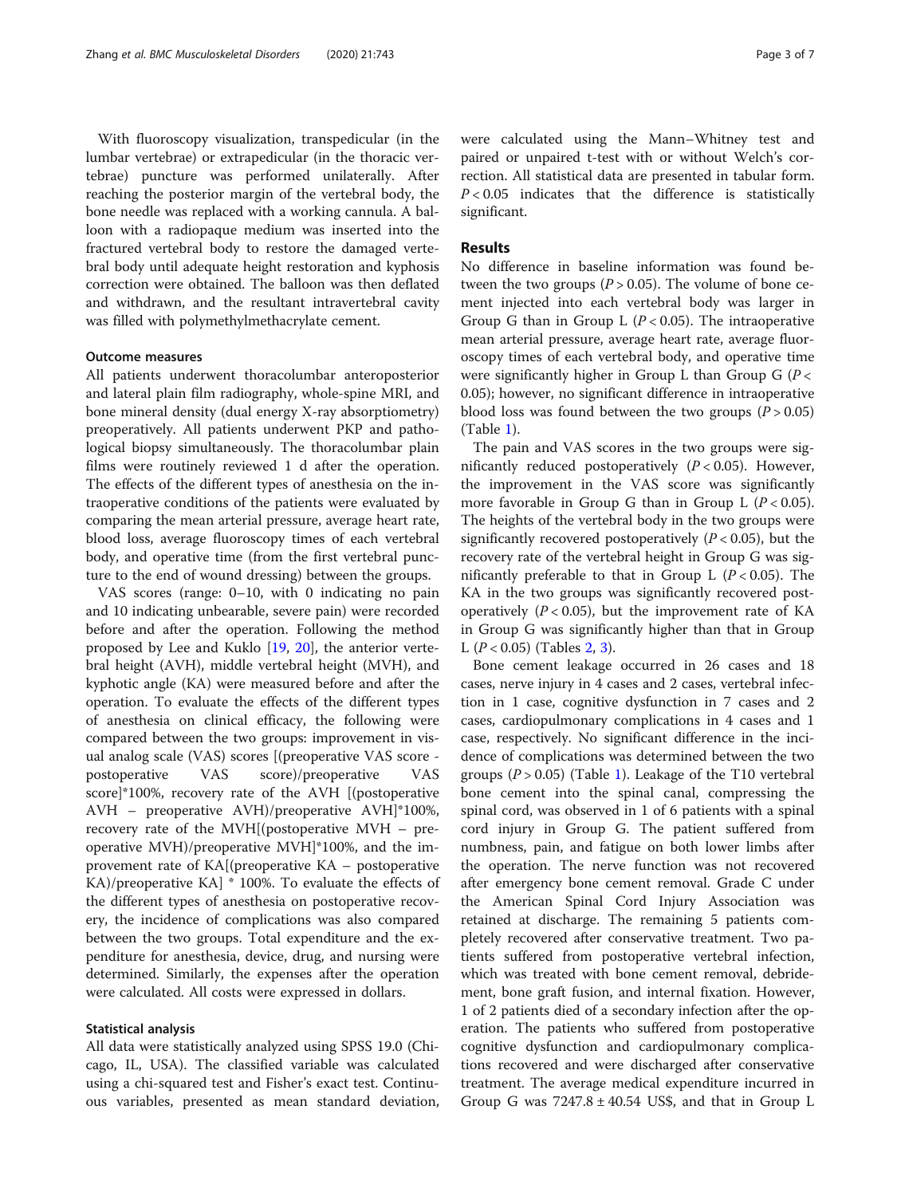With fluoroscopy visualization, transpedicular (in the lumbar vertebrae) or extrapedicular (in the thoracic vertebrae) puncture was performed unilaterally. After reaching the posterior margin of the vertebral body, the bone needle was replaced with a working cannula. A balloon with a radiopaque medium was inserted into the fractured vertebral body to restore the damaged vertebral body until adequate height restoration and kyphosis correction were obtained. The balloon was then deflated and withdrawn, and the resultant intravertebral cavity was filled with polymethylmethacrylate cement.

### Outcome measures

All patients underwent thoracolumbar anteroposterior and lateral plain film radiography, whole-spine MRI, and bone mineral density (dual energy X-ray absorptiometry) preoperatively. All patients underwent PKP and pathological biopsy simultaneously. The thoracolumbar plain films were routinely reviewed 1 d after the operation. The effects of the different types of anesthesia on the intraoperative conditions of the patients were evaluated by comparing the mean arterial pressure, average heart rate, blood loss, average fluoroscopy times of each vertebral body, and operative time (from the first vertebral puncture to the end of wound dressing) between the groups.

VAS scores (range: 0–10, with 0 indicating no pain and 10 indicating unbearable, severe pain) were recorded before and after the operation. Following the method proposed by Lee and Kuklo [19, 20], the anterior vertebral height (AVH), middle vertebral height (MVH), and kyphotic angle (KA) were measured before and after the operation. To evaluate the effects of the different types of anesthesia on clinical efficacy, the following were compared between the two groups: improvement in visual analog scale (VAS) scores [(preoperative VAS score - postoperative VAS score)/preoperative VAS score]*100%, recovery rate of the AVH [(postoperative AVH – preoperative AVH)/preoperative AVH]*100%, recovery rate of the MVH[(postoperative MVH – preoperative MVH)/preoperative MVH]*100%, and the improvement rate of KA[(preoperative KA – postoperative KA)/preoperative KA] * 100%. To evaluate the effects of the different types of anesthesia on postoperative recovery, the incidence of complications was also compared between the two groups. Total expenditure and the expenditure for anesthesia, device, drug, and nursing were determined. Similarly, the expenses after the operation were calculated. All costs were expressed in dollars.

### Statistical analysis

All data were statistically analyzed using SPSS 19.0 (Chicago, IL, USA). The classified variable was calculated using a chi-squared test and Fisher's exact test. Continuous variables, presented as mean standard deviation, were calculated using the Mann–Whitney test and paired or unpaired t-test with or without Welch's correction. All statistical data are presented in tabular form. $P < 0.05$ indicates that the difference is statistically significant.

## Results

No difference in baseline information was found between the two groups ($P > 0.05$). The volume of bone cement injected into each vertebral body was larger in Group G than in Group L ($P < 0.05$). The intraoperative mean arterial pressure, average heart rate, average fluoroscopy times of each vertebral body, and operative time were significantly higher in Group L than Group G ($P < 0.05$); however, no significant difference in intraoperative blood loss was found between the two groups ($P > 0.05$) (Table 1).

The pain and VAS scores in the two groups were significantly reduced postoperatively ($P < 0.05$). However, the improvement in the VAS score was significantly more favorable in Group G than in Group L ($P < 0.05$). The heights of the vertebral body in the two groups were significantly recovered postoperatively ($P < 0.05$), but the recovery rate of the vertebral height in Group G was significantly preferable to that in Group L ($P < 0.05$). The KA in the two groups was significantly recovered postoperatively ($P < 0.05$), but the improvement rate of KA in Group G was significantly higher than that in Group L ($P < 0.05$) (Tables 2, 3).

Bone cement leakage occurred in 26 cases and 18 cases, nerve injury in 4 cases and 2 cases, vertebral infection in 1 case, cognitive dysfunction in 7 cases and 2 cases, cardiopulmonary complications in 4 cases and 1 case, respectively. No significant difference in the incidence of complications was determined between the two groups ($P > 0.05$) (Table 1). Leakage of the T10 vertebral bone cement into the spinal canal, compressing the spinal cord, was observed in 1 of 6 patients with a spinal cord injury in Group G. The patient suffered from numbness, pain, and fatigue on both lower limbs after the operation. The nerve function was not recovered after emergency bone cement removal. Grade C under the American Spinal Cord Injury Association was retained at discharge. The remaining 5 patients completely recovered after conservative treatment. Two patients suffered from postoperative vertebral infection, which was treated with bone cement removal, debridement, bone graft fusion, and internal fixation. However, 1 of 2 patients died of a secondary infection after the operation. The patients who suffered from postoperative cognitive dysfunction and cardiopulmonary complications recovered and were discharged after conservative treatment. The average medical expenditure incurred in Group G was 7247.8 ± 40.54 US$, and that in Group L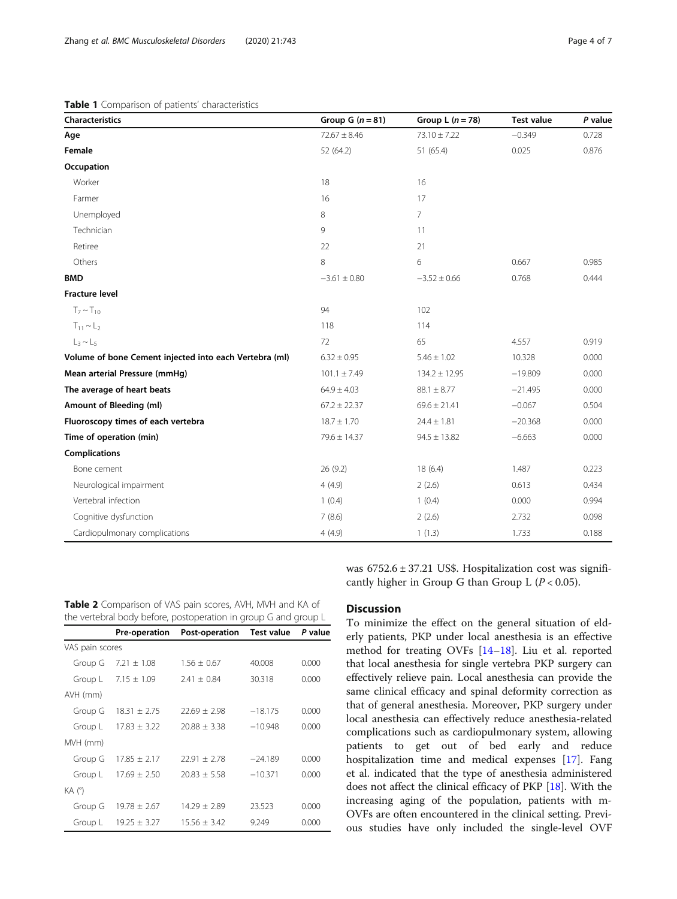**Table 1** Comparison of patients' characteristics

| Characteristics | Group G (*n* = 81) | Group L (*n* = 78) | Test value | *P* value |
|---|---|---|---|---|
| **Age** | 72.67 ± 8.46 | 73.10 ± 7.22 | −0.349 | 0.728 |
| **Female** | 52 (64.2) | 51 (65.4) | 0.025 | 0.876 |
| **Occupation** | | | | |
| Worker | 18 | 16 | | |
| Farmer | 16 | 17 | | |
| Unemployed | 8 | 7 | | |
| Technician | 9 | 11 | | |
| Retiree | 22 | 21 | | |
| Others | 8 | 6 | 0.667 | 0.985 |
| **BMD** | −3.61 ± 0.80 | −3.52 ± 0.66 | 0.768 | 0.444 |
| **Fracture level** | | | | |
| $T_7 \sim T_{10}$ | 94 | 102 | | |
| $T_{11} \sim L_2$ | 118 | 114 | | |
| $L_3 \sim L_5$ | 72 | 65 | 4.557 | 0.919 |
| **Volume of bone Cement injected into each Vertebra (ml)** | 6.32 ± 0.95 | 5.46 ± 1.02 | 10.328 | 0.000 |
| **Mean arterial Pressure (mmHg)** | 101.1 ± 7.49 | 134.2 ± 12.95 | −19.809 | 0.000 |
| **The average of heart beats** | 64.9 ± 4.03 | 88.1 ± 8.77 | −21.495 | 0.000 |
| **Amount of Bleeding (ml)** | 67.2 ± 22.37 | 69.6 ± 21.41 | −0.067 | 0.504 |
| **Fluoroscopy times of each vertebra** | 18.7 ± 1.70 | 24.4 ± 1.81 | −20.368 | 0.000 |
| **Time of operation (min)** | 79.6 ± 14.37 | 94.5 ± 13.82 | −6.663 | 0.000 |
| **Complications** | | | | |
| Bone cement | 26 (9.2) | 18 (6.4) | 1.487 | 0.223 |
| Neurological impairment | 4 (4.9) | 2 (2.6) | 0.613 | 0.434 |
| Vertebral infection | 1 (0.4) | 1 (0.4) | 0.000 | 0.994 |
| Cognitive dysfunction | 7 (8.6) | 2 (2.6) | 2.732 | 0.098 |
| Cardiopulmonary complications | 4 (4.9) | 1 (1.3) | 1.733 | 0.188 |

**Table 2** Comparison of VAS pain scores, AVH, MVH and KA of the vertebral body before, postoperation in group G and group L

| | Pre-operation | Post-operation | Test value | *P* value |
|---|---|---|---|---|
| VAS pain scores | | | | |
| Group G | 7.21 ± 1.08 | 1.56 ± 0.67 | 40.008 | 0.000 |
| Group L | 7.15 ± 1.09 | 2.41 ± 0.84 | 30.318 | 0.000 |
| AVH (mm) | | | | |
| Group G | 18.31 ± 2.75 | 22.69 ± 2.98 | −18.175 | 0.000 |
| Group L | 17.83 ± 3.22 | 20.88 ± 3.38 | −10.948 | 0.000 |
| MVH (mm) | | | | |
| Group G | 17.85 ± 2.17 | 22.91 ± 2.78 | −24.189 | 0.000 |
| Group L | 17.69 ± 2.50 | 20.83 ± 5.58 | −10.371 | 0.000 |
| KA (°) | | | | |
| Group G | 19.78 ± 2.67 | 14.29 ± 2.89 | 23.523 | 0.000 |
| Group L | 19.25 ± 3.27 | 15.56 ± 3.42 | 9.249 | 0.000 |

was 6752.6 ± 37.21 US$. Hospitalization cost was significantly higher in Group G than Group L ($P < 0.05$).

## Discussion

To minimize the effect on the general situation of elderly patients, PKP under local anesthesia is an effective method for treating OVFs [14–18]. Liu et al. reported that local anesthesia for single vertebra PKP surgery can effectively relieve pain. Local anesthesia can provide the same clinical efficacy and spinal deformity correction as that of general anesthesia. Moreover, PKP surgery under local anesthesia can effectively reduce anesthesia-related complications such as cardiopulmonary system, allowing patients to get out of bed early and reduce hospitalization time and medical expenses [17]. Fang et al. indicated that the type of anesthesia administered does not affect the clinical efficacy of PKP [18]. With the increasing aging of the population, patients with m-OVFs are often encountered in the clinical setting. Previous studies have only included the single-level OVF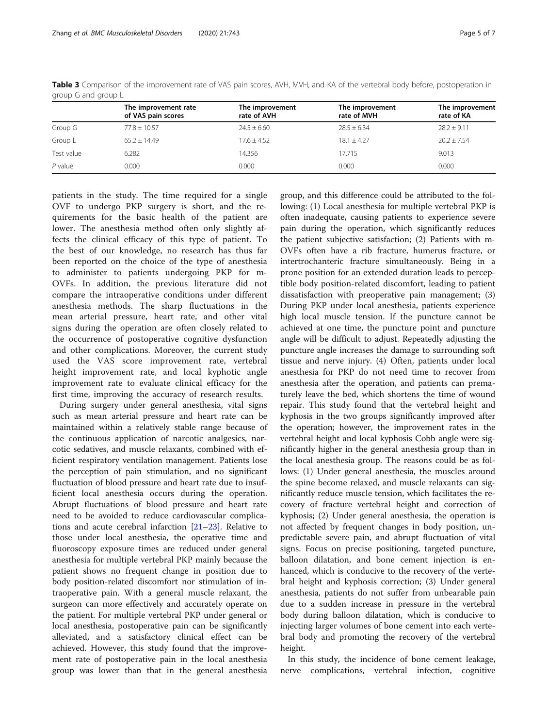**Table 3** Comparison of the improvement rate of VAS pain scores, AVH, MVH, and KA of the vertebral body before, postoperation in group G and group L

| | The improvement rate of VAS pain scores | The improvement rate of AVH | The improvement rate of MVH | The improvement rate of KA |
|---|---|---|---|---|
| Group G | 77.8 ± 10.57 | 24.5 ± 6.60 | 28.5 ± 6.34 | 28.2 ± 9.11 |
| Group L | 65.2 ± 14.49 | 17.6 ± 4.52 | 18.1 ± 4.27 | 20.2 ± 7.54 |
| Test value | 6.282 | 14.356 | 17.715 | 9.013 |
| *P* value | 0.000 | 0.000 | 0.000 | 0.000 |

patients in the study. The time required for a single OVF to undergo PKP surgery is short, and the requirements for the basic health of the patient are lower. The anesthesia method often only slightly affects the clinical efficacy of this type of patient. To the best of our knowledge, no research has thus far been reported on the choice of the type of anesthesia to administer to patients undergoing PKP for m-OVFs. In addition, the previous literature did not compare the intraoperative conditions under different anesthesia methods. The sharp fluctuations in the mean arterial pressure, heart rate, and other vital signs during the operation are often closely related to the occurrence of postoperative cognitive dysfunction and other complications. Moreover, the current study used the VAS score improvement rate, vertebral height improvement rate, and local kyphotic angle improvement rate to evaluate clinical efficacy for the first time, improving the accuracy of research results.

During surgery under general anesthesia, vital signs such as mean arterial pressure and heart rate can be maintained within a relatively stable range because of the continuous application of narcotic analgesics, narcotic sedatives, and muscle relaxants, combined with efficient respiratory ventilation management. Patients lose the perception of pain stimulation, and no significant fluctuation of blood pressure and heart rate due to insufficient local anesthesia occurs during the operation. Abrupt fluctuations of blood pressure and heart rate need to be avoided to reduce cardiovascular complications and acute cerebral infarction [21–23]. Relative to those under local anesthesia, the operative time and fluoroscopy exposure times are reduced under general anesthesia for multiple vertebral PKP mainly because the patient shows no frequent change in position due to body position-related discomfort nor stimulation of intraoperative pain. With a general muscle relaxant, the surgeon can more effectively and accurately operate on the patient. For multiple vertebral PKP under general or local anesthesia, postoperative pain can be significantly alleviated, and a satisfactory clinical effect can be achieved. However, this study found that the improvement rate of postoperative pain in the local anesthesia group was lower than that in the general anesthesia group, and this difference could be attributed to the following: (1) Local anesthesia for multiple vertebral PKP is often inadequate, causing patients to experience severe pain during the operation, which significantly reduces the patient subjective satisfaction; (2) Patients with m-OVFs often have a rib fracture, humerus fracture, or intertrochanteric fracture simultaneously. Being in a prone position for an extended duration leads to perceptible body position-related discomfort, leading to patient dissatisfaction with preoperative pain management; (3) During PKP under local anesthesia, patients experience high local muscle tension. If the puncture cannot be achieved at one time, the puncture point and puncture angle will be difficult to adjust. Repeatedly adjusting the puncture angle increases the damage to surrounding soft tissue and nerve injury. (4) Often, patients under local anesthesia for PKP do not need time to recover from anesthesia after the operation, and patients can prematurely leave the bed, which shortens the time of wound repair. This study found that the vertebral height and kyphosis in the two groups significantly improved after the operation; however, the improvement rates in the vertebral height and local kyphosis Cobb angle were significantly higher in the general anesthesia group than in the local anesthesia group. The reasons could be as follows: (1) Under general anesthesia, the muscles around the spine become relaxed, and muscle relaxants can significantly reduce muscle tension, which facilitates the recovery of fracture vertebral height and correction of kyphosis; (2) Under general anesthesia, the operation is not affected by frequent changes in body position, unpredictable severe pain, and abrupt fluctuation of vital signs. Focus on precise positioning, targeted puncture, balloon dilatation, and bone cement injection is enhanced, which is conducive to the recovery of the vertebral height and kyphosis correction; (3) Under general anesthesia, patients do not suffer from unbearable pain due to a sudden increase in pressure in the vertebral body during balloon dilatation, which is conducive to injecting larger volumes of bone cement into each vertebral body and promoting the recovery of the vertebral height.

In this study, the incidence of bone cement leakage, nerve complications, vertebral infection, cognitive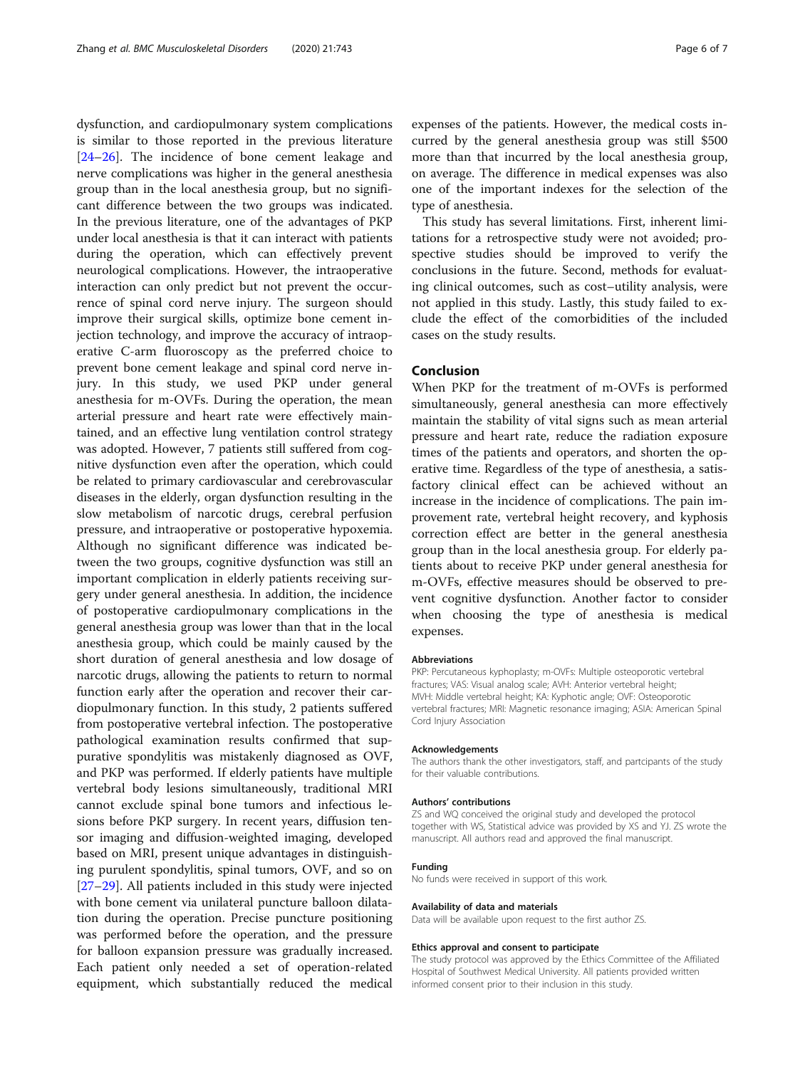dysfunction, and cardiopulmonary system complications is similar to those reported in the previous literature [24–26]. The incidence of bone cement leakage and nerve complications was higher in the general anesthesia group than in the local anesthesia group, but no significant difference between the two groups was indicated. In the previous literature, one of the advantages of PKP under local anesthesia is that it can interact with patients during the operation, which can effectively prevent neurological complications. However, the intraoperative interaction can only predict but not prevent the occurrence of spinal cord nerve injury. The surgeon should improve their surgical skills, optimize bone cement injection technology, and improve the accuracy of intraoperative C-arm fluoroscopy as the preferred choice to prevent bone cement leakage and spinal cord nerve injury. In this study, we used PKP under general anesthesia for m-OVFs. During the operation, the mean arterial pressure and heart rate were effectively maintained, and an effective lung ventilation control strategy was adopted. However, 7 patients still suffered from cognitive dysfunction even after the operation, which could be related to primary cardiovascular and cerebrovascular diseases in the elderly, organ dysfunction resulting in the slow metabolism of narcotic drugs, cerebral perfusion pressure, and intraoperative or postoperative hypoxemia. Although no significant difference was indicated between the two groups, cognitive dysfunction was still an important complication in elderly patients receiving surgery under general anesthesia. In addition, the incidence of postoperative cardiopulmonary complications in the general anesthesia group was lower than that in the local anesthesia group, which could be mainly caused by the short duration of general anesthesia and low dosage of narcotic drugs, allowing the patients to return to normal function early after the operation and recover their cardiopulmonary function. In this study, 2 patients suffered from postoperative vertebral infection. The postoperative pathological examination results confirmed that suppurative spondylitis was mistakenly diagnosed as OVF, and PKP was performed. If elderly patients have multiple vertebral body lesions simultaneously, traditional MRI cannot exclude spinal bone tumors and infectious lesions before PKP surgery. In recent years, diffusion tensor imaging and diffusion-weighted imaging, developed based on MRI, present unique advantages in distinguishing purulent spondylitis, spinal tumors, OVF, and so on [27–29]. All patients included in this study were injected with bone cement via unilateral puncture balloon dilatation during the operation. Precise puncture positioning was performed before the operation, and the pressure for balloon expansion pressure was gradually increased. Each patient only needed a set of operation-related equipment, which substantially reduced the medical expenses of the patients. However, the medical costs incurred by the general anesthesia group was still $500 more than that incurred by the local anesthesia group, on average. The difference in medical expenses was also one of the important indexes for the selection of the type of anesthesia.

This study has several limitations. First, inherent limitations for a retrospective study were not avoided; prospective studies should be improved to verify the conclusions in the future. Second, methods for evaluating clinical outcomes, such as cost–utility analysis, were not applied in this study. Lastly, this study failed to exclude the effect of the comorbidities of the included cases on the study results.

## Conclusion

When PKP for the treatment of m-OVFs is performed simultaneously, general anesthesia can more effectively maintain the stability of vital signs such as mean arterial pressure and heart rate, reduce the radiation exposure times of the patients and operators, and shorten the operative time. Regardless of the type of anesthesia, a satisfactory clinical effect can be achieved without an increase in the incidence of complications. The pain improvement rate, vertebral height recovery, and kyphosis correction effect are better in the general anesthesia group than in the local anesthesia group. For elderly patients about to receive PKP under general anesthesia for m-OVFs, effective measures should be observed to prevent cognitive dysfunction. Another factor to consider when choosing the type of anesthesia is medical expenses.

### Abbreviations

PKP: Percutaneous kyphoplasty; m-OVFs: Multiple osteoporotic vertebral fractures; VAS: Visual analog scale; AVH: Anterior vertebral height; MVH: Middle vertebral height; KA: Kyphotic angle; OVF: Osteoporotic vertebral fractures; MRI: Magnetic resonance imaging; ASIA: American Spinal Cord Injury Association

### Acknowledgements

The authors thank the other investigators, staff, and partcipants of the study for their valuable contributions.

### Authors' contributions

ZS and WQ conceived the original study and developed the protocol together with WS, Statistical advice was provided by XS and YJ. ZS wrote the manuscript. All authors read and approved the final manuscript.

### Funding

No funds were received in support of this work.

### Availability of data and materials

Data will be available upon request to the first author ZS.

### Ethics approval and consent to participate

The study protocol was approved by the Ethics Committee of the Affiliated Hospital of Southwest Medical University. All patients provided written informed consent prior to their inclusion in this study.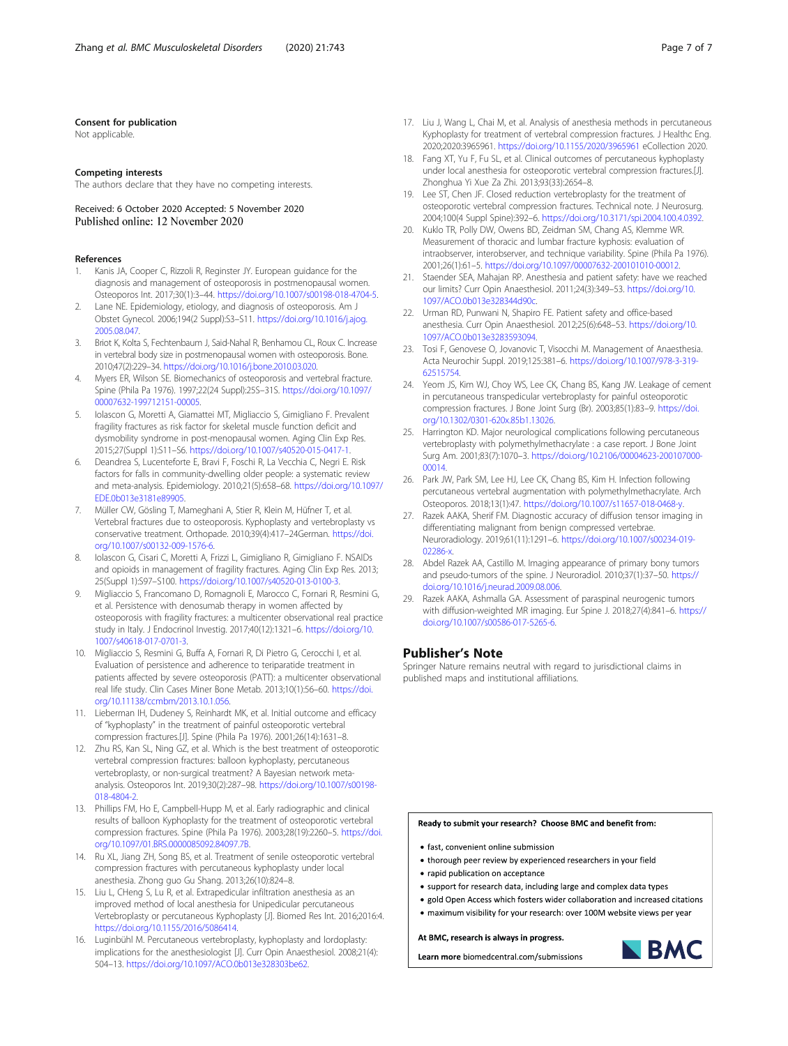### Consent for publication

Not applicable.

### Competing interests

The authors declare that they have no competing interests.

Received: 6 October 2020 Accepted: 5 November 2020
Published online: 12 November 2020

### References

1. Kanis JA, Cooper C, Rizzoli R, Reginster JY. European guidance for the diagnosis and management of osteoporosis in postmenopausal women. Osteoporos Int. 2017;30(1):3–44. https://doi.org/10.1007/s00198-018-4704-5.
2. Lane NE. Epidemiology, etiology, and diagnosis of osteoporosis. Am J Obstet Gynecol. 2006;194(2 Suppl):S3–S11. https://doi.org/10.1016/j.ajog.2005.08.047.
3. Briot K, Kolta S, Fechtenbaum J, Said-Nahal R, Benhamou CL, Roux C. Increase in vertebral body size in postmenopausal women with osteoporosis. Bone. 2010;47(2):229–34. https://doi.org/10.1016/j.bone.2010.03.020.
4. Myers ER, Wilson SE. Biomechanics of osteoporosis and vertebral fracture. Spine (Phila Pa 1976). 1997;22(24 Suppl):25S–31S. https://doi.org/10.1097/00007632-199712151-00005.
5. Iolascon G, Moretti A, Giamattei MT, Migliaccio S, Gimigliano F. Prevalent fragility fractures as risk factor for skeletal muscle function deficit and dysmobility syndrome in post-menopausal women. Aging Clin Exp Res. 2015;27(Suppl 1):S11–S6. https://doi.org/10.1007/s40520-015-0417-1.
6. Deandrea S, Lucenteforte E, Bravi F, Foschi R, La Vecchia C, Negri E. Risk factors for falls in community-dwelling older people: a systematic review and meta-analysis. Epidemiology. 2010;21(5):658–68. https://doi.org/10.1097/EDE.0b013e3181e89905.
7. Müller CW, Gösling T, Mameghani A, Stier R, Klein M, Hüfner T, et al. Vertebral fractures due to osteoporosis. Kyphoplasty and vertebroplasty vs conservative treatment. Orthopade. 2010;39(4):417–24German. https://doi.org/10.1007/s00132-009-1576-6.
8. Iolascon G, Cisari C, Moretti A, Frizzi L, Gimigliano R, Gimigliano F. NSAIDs and opioids in management of fragility fractures. Aging Clin Exp Res. 2013;25(Suppl 1):S97–S100. https://doi.org/10.1007/s40520-013-0100-3.
9. Migliaccio S, Francomano D, Romagnoli E, Marocco C, Fornari R, Resmini G, et al. Persistence with denosumab therapy in women affected by osteoporosis with fragility fractures: a multicenter observational real practice study in Italy. J Endocrinol Investig. 2017;40(12):1321–6. https://doi.org/10.1007/s40618-017-0701-3.
10. Migliaccio S, Resmini G, Buffa A, Fornari R, Di Pietro G, Cerocchi I, et al. Evaluation of persistence and adherence to teriparatide treatment in patients affected by severe osteoporosis (PATT): a multicenter observational real life study. Clin Cases Miner Bone Metab. 2013;10(1):56–60. https://doi.org/10.11138/ccmbm/2013.10.1.056.
11. Lieberman IH, Dudeney S, Reinhardt MK, et al. Initial outcome and efficacy of "kyphoplasty" in the treatment of painful osteoporotic vertebral compression fractures.[J]. Spine (Phila Pa 1976). 2001;26(14):1631–8.
12. Zhu RS, Kan SL, Ning GZ, et al. Which is the best treatment of osteoporotic vertebral compression fractures: balloon kyphoplasty, percutaneous vertebroplasty, or non-surgical treatment? A Bayesian network meta-analysis. Osteoporos Int. 2019;30(2):287–98. https://doi.org/10.1007/s00198-018-4804-2.
13. Phillips FM, Ho E, Campbell-Hupp M, et al. Early radiographic and clinical results of balloon Kyphoplasty for the treatment of osteoporotic vertebral compression fractures. Spine (Phila Pa 1976). 2003;28(19):2260–5. https://doi.org/10.1097/01.BRS.0000085092.84097.7B.
14. Ru XL, Jiang ZH, Song BS, et al. Treatment of senile osteoporotic vertebral compression fractures with percutaneous kyphoplasty under local anesthesia. Zhong guo Gu Shang. 2013;26(10):824–8.
15. Liu L, CHeng S, Lu R, et al. Extrapedicular infiltration anesthesia as an improved method of local anesthesia for Unipedicular percutaneous Vertebroplasty or percutaneous Kyphoplasty [J]. Biomed Res Int. 2016;2016:4. https://doi.org/10.1155/2016/5086414.
16. Luginbühl M. Percutaneous vertebroplasty, kyphoplasty and lordoplasty: implications for the anesthesiologist [J]. Curr Opin Anaesthesiol. 2008;21(4):504–13. https://doi.org/10.1097/ACO.0b013e328303be62.
17. Liu J, Wang L, Chai M, et al. Analysis of anesthesia methods in percutaneous Kyphoplasty for treatment of vertebral compression fractures. J Healthc Eng. 2020;2020:3965961. https://doi.org/10.1155/2020/3965961 eCollection 2020.
18. Fang XT, Yu F, Fu SL, et al. Clinical outcomes of percutaneous kyphoplasty under local anesthesia for osteoporotic vertebral compression fractures.[J]. Zhonghua Yi Xue Za Zhi. 2013;93(33):2654–8.
19. Lee ST, Chen JF. Closed reduction vertebroplasty for the treatment of osteoporotic vertebral compression fractures. Technical note. J Neurosurg. 2004;100(4 Suppl Spine):392–6. https://doi.org/10.3171/spi.2004.100.4.0392.
20. Kuklo TR, Polly DW, Owens BD, Zeidman SM, Chang AS, Klemme WR. Measurement of thoracic and lumbar fracture kyphosis: evaluation of intraobserver, interobserver, and technique variability. Spine (Phila Pa 1976). 2001;26(1):61–5. https://doi.org/10.1097/00007632-200101010-00012.
21. Staender SEA, Mahajan RP. Anesthesia and patient safety: have we reached our limits? Curr Opin Anaesthesiol. 2011;24(3):349–53. https://doi.org/10.1097/ACO.0b013e328344d90c.
22. Urman RD, Punwani N, Shapiro FE. Patient safety and office-based anesthesia. Curr Opin Anaesthesiol. 2012;25(6):648–53. https://doi.org/10.1097/ACO.0b013e3283593094.
23. Tosi F, Genovese O, Jovanovic T, Visocchi M. Management of Anaesthesia. Acta Neurochir Suppl. 2019;125:381–6. https://doi.org/10.1007/978-3-319-62515754.
24. Yeom JS, Kim WJ, Choy WS, Lee CK, Chang BS, Kang JW. Leakage of cement in percutaneous transpedicular vertebroplasty for painful osteoporotic compression fractures. J Bone Joint Surg (Br). 2003;85(1):83–9. https://doi.org/10.1302/0301-620x.85b1.13026.
25. Harrington KD. Major neurological complications following percutaneous vertebroplasty with polymethylmethacrylate : a case report. J Bone Joint Surg Am. 2001;83(7):1070–3. https://doi.org/10.2106/00004623-200107000-00014.
26. Park JW, Park SM, Lee HJ, Lee CK, Chang BS, Kim H. Infection following percutaneous vertebral augmentation with polymethylmethacrylate. Arch Osteoporos. 2018;13(1):47. https://doi.org/10.1007/s11657-018-0468-y.
27. Razek AAKA, Sherif FM. Diagnostic accuracy of diffusion tensor imaging in differentiating malignant from benign compressed vertebrae. Neuroradiology. 2019;61(11):1291–6. https://doi.org/10.1007/s00234-019-02286-x.
28. Abdel Razek AA, Castillo M. Imaging appearance of primary bony tumors and pseudo-tumors of the spine. J Neuroradiol. 2010;37(1):37–50. https://doi.org/10.1016/j.neurad.2009.08.006.
29. Razek AAKA, Ashmalla GA. Assessment of paraspinal neurogenic tumors with diffusion-weighted MR imaging. Eur Spine J. 2018;27(4):841–6. https://doi.org/10.1007/s00586-017-5265-6.

## Publisher's Note

Springer Nature remains neutral with regard to jurisdictional claims in published maps and institutional affiliations.

**Ready to submit your research? Choose BMC and benefit from:**

- fast, convenient online submission
- thorough peer review by experienced researchers in your field
- rapid publication on acceptance
- support for research data, including large and complex data types
- gold Open Access which fosters wider collaboration and increased citations
- maximum visibility for your research: over 100M website views per year

**At BMC, research is always in progress.**

**Learn more** biomedcentral.com/submissions

BMC